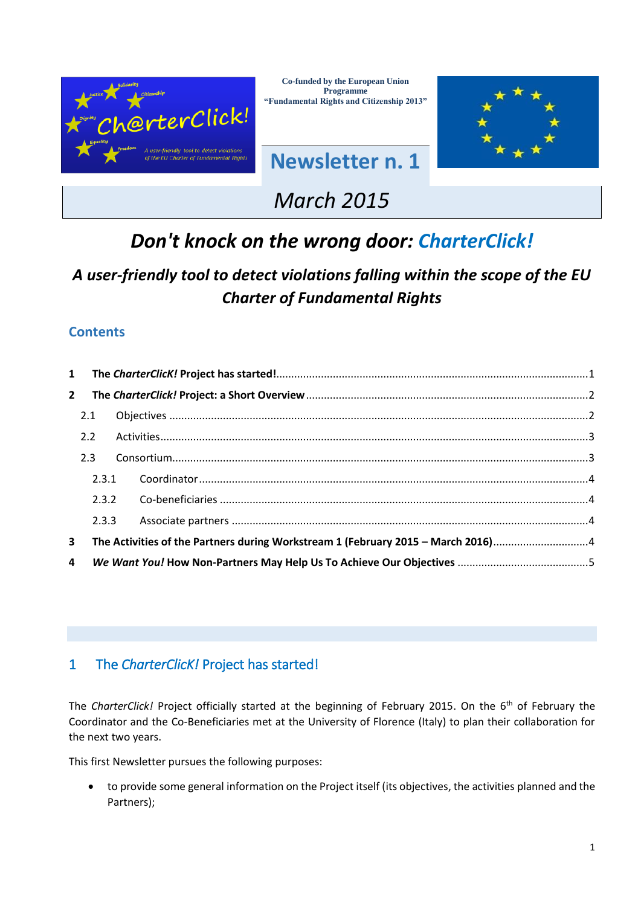Co-funded by the European Union Programme
"Fundamental Rights and Citizenship 2013"

# Newsletter n. 1

## March 2015

# Don't knock on the wrong door: *CharterClick!*

## *A user-friendly tool to detect violations falling within the scope of the EU Charter of Fundamental Rights*

### Contents

- 1 The *CharterClicK!* Project has started! ..... 1
- 2 The *CharterClick!* Project: a Short Overview ..... 2
  - 2.1 Objectives ..... 2
  - 2.2 Activities ..... 3
  - 2.3 Consortium ..... 3
    - 2.3.1 Coordinator ..... 4
    - 2.3.2 Co-beneficiaries ..... 4
    - 2.3.3 Associate partners ..... 4
- 3 The Activities of the Partners during Workstream 1 (February 2015 – March 2016) ..... 4
- 4 *We Want You!* How Non-Partners May Help Us To Achieve Our Objectives ..... 5

## 1 The *CharterClicK!* Project has started!

The *CharterClick!* Project officially started at the beginning of February 2015. On the 6th of February the Coordinator and the Co-Beneficiaries met at the University of Florence (Italy) to plan their collaboration for the next two years.

This first Newsletter pursues the following purposes:

- to provide some general information on the Project itself (its objectives, the activities planned and the Partners);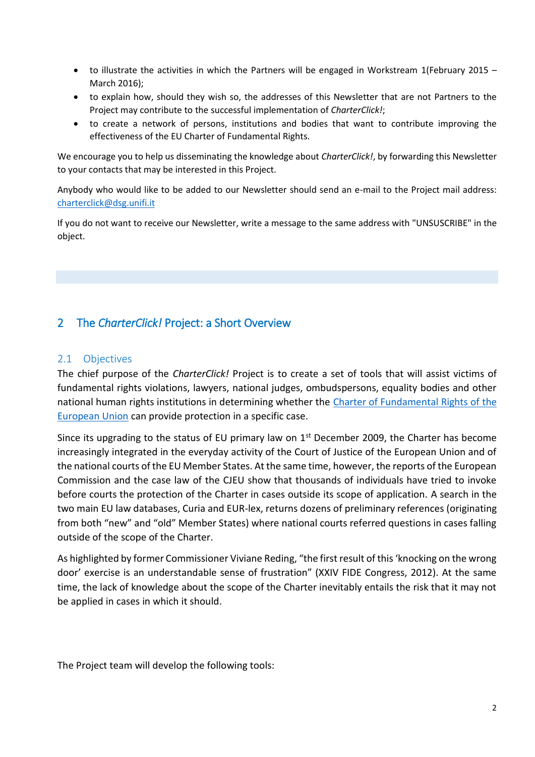- to illustrate the activities in which the Partners will be engaged in Workstream 1(February 2015 – March 2016);
- to explain how, should they wish so, the addresses of this Newsletter that are not Partners to the Project may contribute to the successful implementation of *CharterClick!*;
- to create a network of persons, institutions and bodies that want to contribute improving the effectiveness of the EU Charter of Fundamental Rights.

We encourage you to help us disseminating the knowledge about *CharterClick!*, by forwarding this Newsletter to your contacts that may be interested in this Project.

Anybody who would like to be added to our Newsletter should send an e-mail to the Project mail address: charterclick@dsg.unifi.it

If you do not want to receive our Newsletter, write a message to the same address with "UNSUSCRIBE" in the object.

## 2 The *CharterClick!* Project: a Short Overview

### 2.1 Objectives

The chief purpose of the *CharterClick!* Project is to create a set of tools that will assist victims of fundamental rights violations, lawyers, national judges, ombudspersons, equality bodies and other national human rights institutions in determining whether the Charter of Fundamental Rights of the European Union can provide protection in a specific case.

Since its upgrading to the status of EU primary law on 1st December 2009, the Charter has become increasingly integrated in the everyday activity of the Court of Justice of the European Union and of the national courts of the EU Member States. At the same time, however, the reports of the European Commission and the case law of the CJEU show that thousands of individuals have tried to invoke before courts the protection of the Charter in cases outside its scope of application. A search in the two main EU law databases, Curia and EUR-lex, returns dozens of preliminary references (originating from both "new" and "old" Member States) where national courts referred questions in cases falling outside of the scope of the Charter.

As highlighted by former Commissioner Viviane Reding, "the first result of this 'knocking on the wrong door' exercise is an understandable sense of frustration" (XXIV FIDE Congress, 2012). At the same time, the lack of knowledge about the scope of the Charter inevitably entails the risk that it may not be applied in cases in which it should.

The Project team will develop the following tools: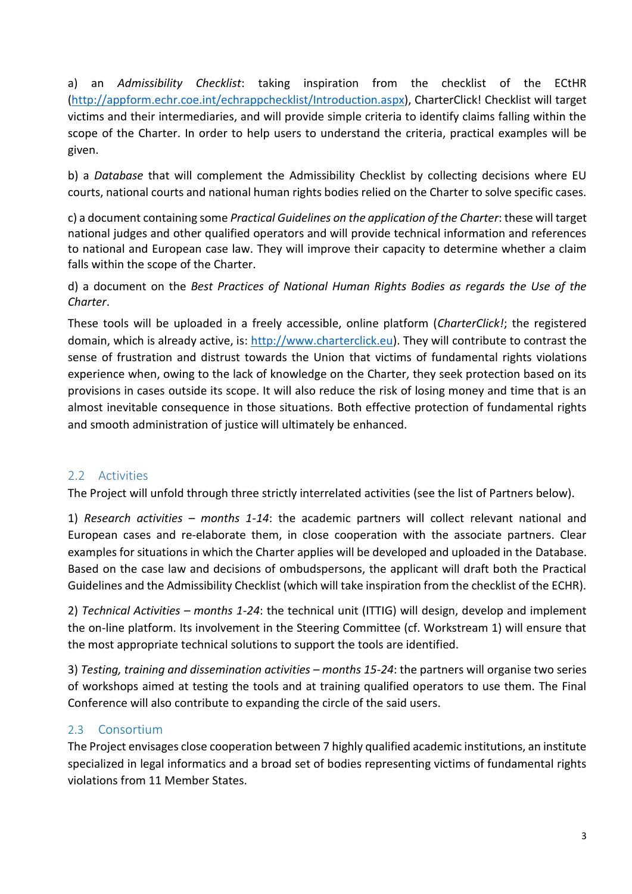a) an *Admissibility Checklist*: taking inspiration from the checklist of the ECtHR (http://appform.echr.coe.int/echrappchecklist/Introduction.aspx), CharterClick! Checklist will target victims and their intermediaries, and will provide simple criteria to identify claims falling within the scope of the Charter. In order to help users to understand the criteria, practical examples will be given.

b) a *Database* that will complement the Admissibility Checklist by collecting decisions where EU courts, national courts and national human rights bodies relied on the Charter to solve specific cases.

c) a document containing some *Practical Guidelines on the application of the Charter*: these will target national judges and other qualified operators and will provide technical information and references to national and European case law. They will improve their capacity to determine whether a claim falls within the scope of the Charter.

d) a document on the *Best Practices of National Human Rights Bodies as regards the Use of the Charter*.

These tools will be uploaded in a freely accessible, online platform (*CharterClick!*; the registered domain, which is already active, is: http://www.charterclick.eu). They will contribute to contrast the sense of frustration and distrust towards the Union that victims of fundamental rights violations experience when, owing to the lack of knowledge on the Charter, they seek protection based on its provisions in cases outside its scope. It will also reduce the risk of losing money and time that is an almost inevitable consequence in those situations. Both effective protection of fundamental rights and smooth administration of justice will ultimately be enhanced.

## 2.2 Activities

The Project will unfold through three strictly interrelated activities (see the list of Partners below).

1) *Research activities – months 1-14*: the academic partners will collect relevant national and European cases and re-elaborate them, in close cooperation with the associate partners. Clear examples for situations in which the Charter applies will be developed and uploaded in the Database. Based on the case law and decisions of ombudspersons, the applicant will draft both the Practical Guidelines and the Admissibility Checklist (which will take inspiration from the checklist of the ECHR).

2) *Technical Activities – months 1-24*: the technical unit (ITTIG) will design, develop and implement the on-line platform. Its involvement in the Steering Committee (cf. Workstream 1) will ensure that the most appropriate technical solutions to support the tools are identified.

3) *Testing, training and dissemination activities – months 15-24*: the partners will organise two series of workshops aimed at testing the tools and at training qualified operators to use them. The Final Conference will also contribute to expanding the circle of the said users.

## 2.3 Consortium

The Project envisages close cooperation between 7 highly qualified academic institutions, an institute specialized in legal informatics and a broad set of bodies representing victims of fundamental rights violations from 11 Member States.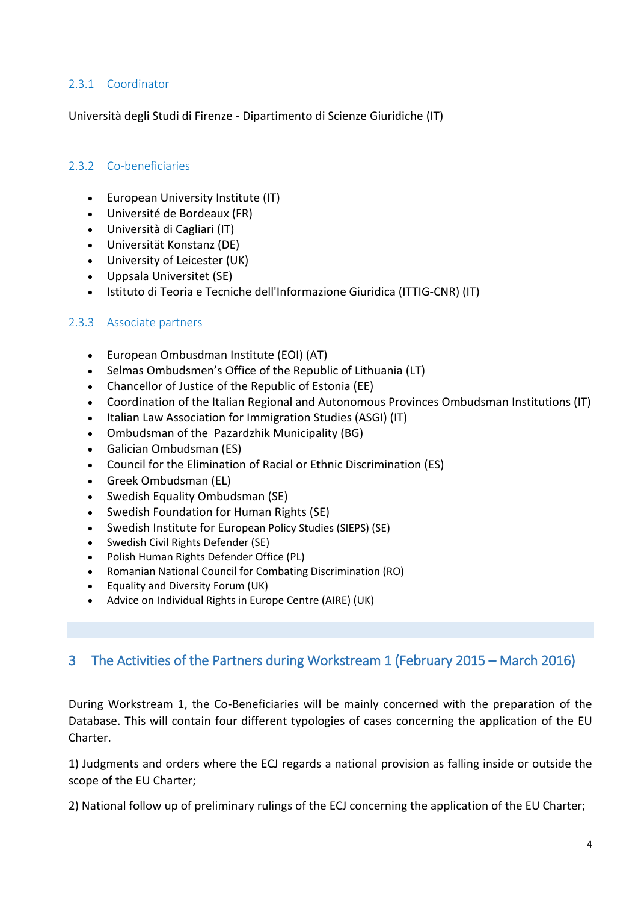### 2.3.1 Coordinator

Università degli Studi di Firenze - Dipartimento di Scienze Giuridiche (IT)

### 2.3.2 Co-beneficiaries

- European University Institute (IT)
- Université de Bordeaux (FR)
- Università di Cagliari (IT)
- Universität Konstanz (DE)
- University of Leicester (UK)
- Uppsala Universitet (SE)
- Istituto di Teoria e Tecniche dell'Informazione Giuridica (ITTIG-CNR) (IT)

### 2.3.3 Associate partners

- European Ombusdman Institute (EOI) (AT)
- Selmas Ombudsmen's Office of the Republic of Lithuania (LT)
- Chancellor of Justice of the Republic of Estonia (EE)
- Coordination of the Italian Regional and Autonomous Provinces Ombudsman Institutions (IT)
- Italian Law Association for Immigration Studies (ASGI) (IT)
- Ombudsman of the Pazardzhik Municipality (BG)
- Galician Ombudsman (ES)
- Council for the Elimination of Racial or Ethnic Discrimination (ES)
- Greek Ombudsman (EL)
- Swedish Equality Ombudsman (SE)
- Swedish Foundation for Human Rights (SE)
- Swedish Institute for European Policy Studies (SIEPS) (SE)
- Swedish Civil Rights Defender (SE)
- Polish Human Rights Defender Office (PL)
- Romanian National Council for Combating Discrimination (RO)
- Equality and Diversity Forum (UK)
- Advice on Individual Rights in Europe Centre (AIRE) (UK)

# 3 The Activities of the Partners during Workstream 1 (February 2015 – March 2016)

During Workstream 1, the Co-Beneficiaries will be mainly concerned with the preparation of the Database. This will contain four different typologies of cases concerning the application of the EU Charter.

1) Judgments and orders where the ECJ regards a national provision as falling inside or outside the scope of the EU Charter;

2) National follow up of preliminary rulings of the ECJ concerning the application of the EU Charter;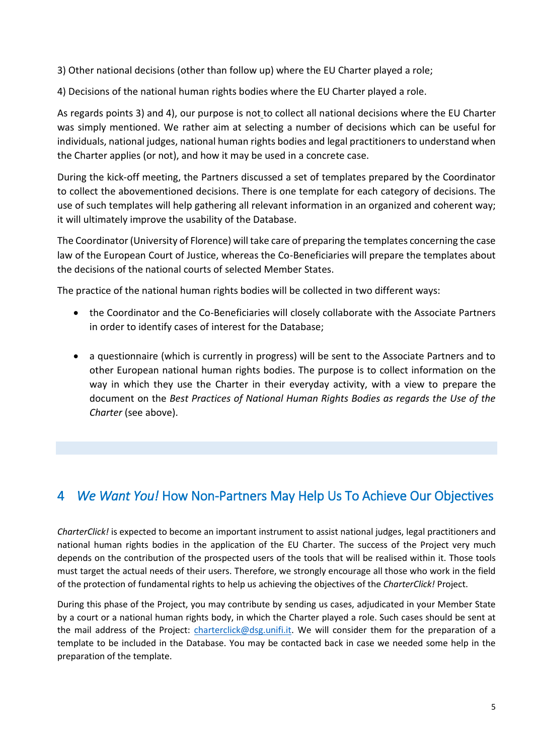3) Other national decisions (other than follow up) where the EU Charter played a role;

4) Decisions of the national human rights bodies where the EU Charter played a role.

As regards points 3) and 4), our purpose is not to collect all national decisions where the EU Charter was simply mentioned. We rather aim at selecting a number of decisions which can be useful for individuals, national judges, national human rights bodies and legal practitioners to understand when the Charter applies (or not), and how it may be used in a concrete case.

During the kick-off meeting, the Partners discussed a set of templates prepared by the Coordinator to collect the abovementioned decisions. There is one template for each category of decisions. The use of such templates will help gathering all relevant information in an organized and coherent way; it will ultimately improve the usability of the Database.

The Coordinator (University of Florence) will take care of preparing the templates concerning the case law of the European Court of Justice, whereas the Co-Beneficiaries will prepare the templates about the decisions of the national courts of selected Member States.

The practice of the national human rights bodies will be collected in two different ways:

- the Coordinator and the Co-Beneficiaries will closely collaborate with the Associate Partners in order to identify cases of interest for the Database;
- a questionnaire (which is currently in progress) will be sent to the Associate Partners and to other European national human rights bodies. The purpose is to collect information on the way in which they use the Charter in their everyday activity, with a view to prepare the document on the *Best Practices of National Human Rights Bodies as regards the Use of the Charter* (see above).

## 4 *We Want You!* How Non-Partners May Help Us To Achieve Our Objectives

*CharterClick!* is expected to become an important instrument to assist national judges, legal practitioners and national human rights bodies in the application of the EU Charter. The success of the Project very much depends on the contribution of the prospected users of the tools that will be realised within it. Those tools must target the actual needs of their users. Therefore, we strongly encourage all those who work in the field of the protection of fundamental rights to help us achieving the objectives of the *CharterClick!* Project.

During this phase of the Project, you may contribute by sending us cases, adjudicated in your Member State by a court or a national human rights body, in which the Charter played a role. Such cases should be sent at the mail address of the Project: charterclick@dsg.unifi.it. We will consider them for the preparation of a template to be included in the Database. You may be contacted back in case we needed some help in the preparation of the template.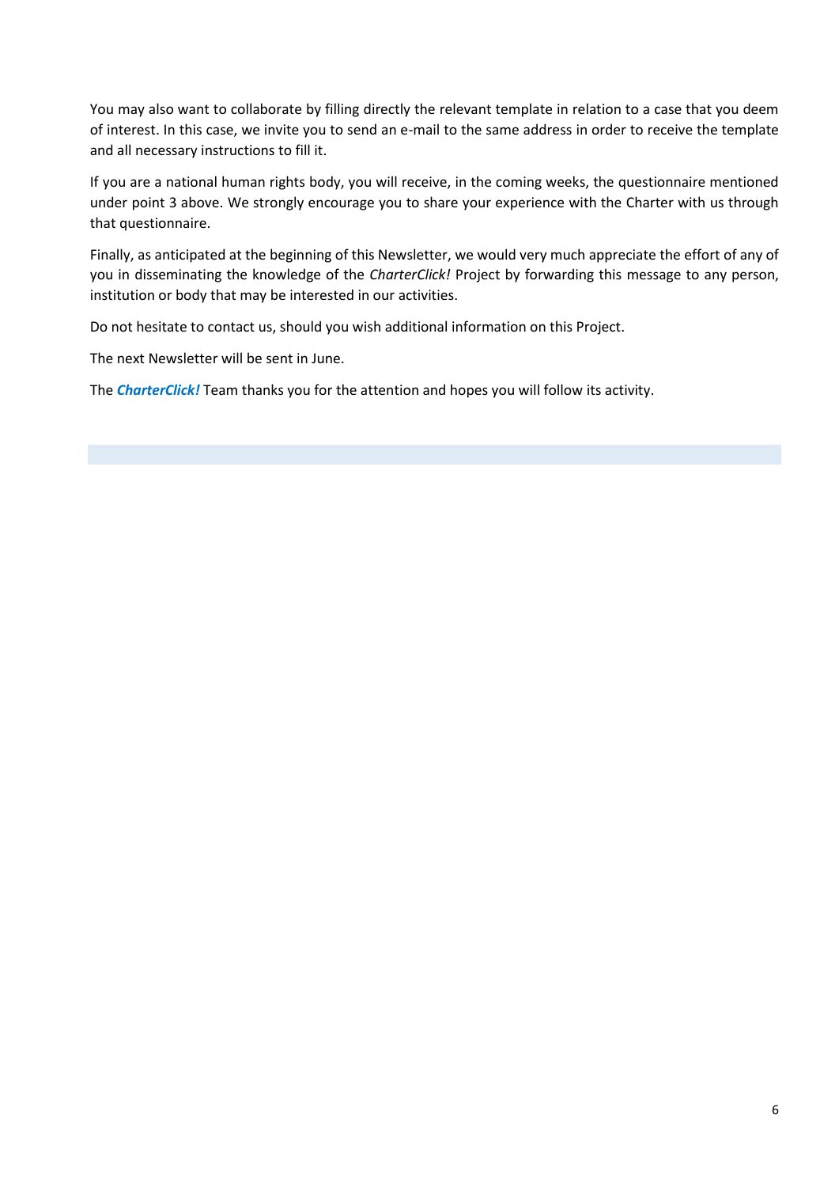You may also want to collaborate by filling directly the relevant template in relation to a case that you deem of interest. In this case, we invite you to send an e-mail to the same address in order to receive the template and all necessary instructions to fill it.

If you are a national human rights body, you will receive, in the coming weeks, the questionnaire mentioned under point 3 above. We strongly encourage you to share your experience with the Charter with us through that questionnaire.

Finally, as anticipated at the beginning of this Newsletter, we would very much appreciate the effort of any of you in disseminating the knowledge of the *CharterClick!* Project by forwarding this message to any person, institution or body that may be interested in our activities.

Do not hesitate to contact us, should you wish additional information on this Project.

The next Newsletter will be sent in June.

The ***CharterClick!*** Team thanks you for the attention and hopes you will follow its activity.